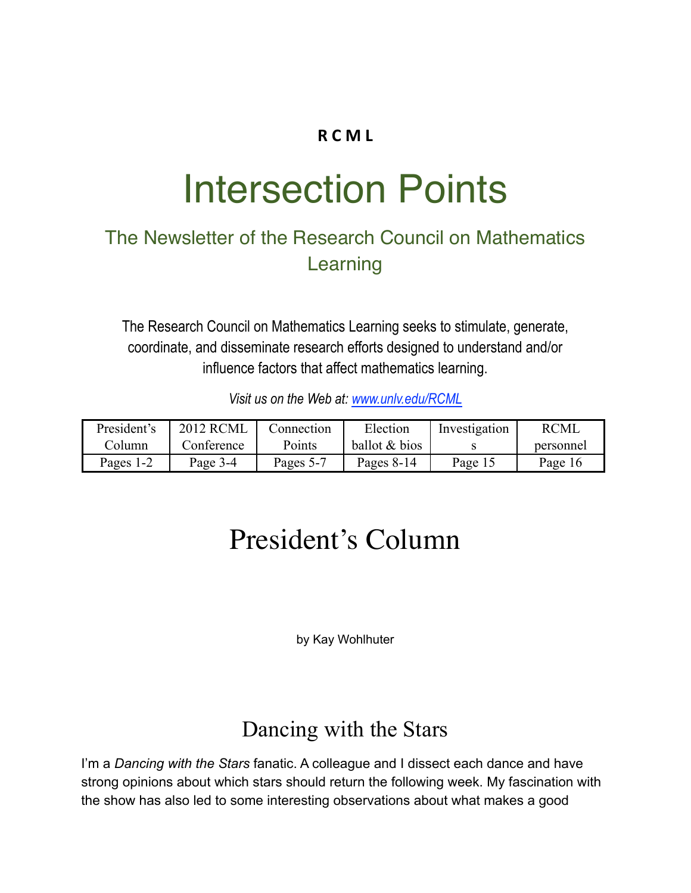**R C M L**

# Intersection Points

## The Newsletter of the Research Council on Mathematics Learning

The Research Council on Mathematics Learning seeks to stimulate, generate, coordinate, and disseminate research efforts designed to understand and/or influence factors that affect mathematics learning.

*Visit us on the Web at: [www.unlv.edu/RCML](www.unlv.edu/RCML)*

| President's Column | 2012 RCML Conference | Connection Points | Election ballot & bios | Investigations | RCML personnel |
|---|---|---|---|---|---|
| Pages 1-2 | Page 3-4 | Pages 5-7 | Pages 8-14 | Page 15 | Page 16 |

# President's Column

by Kay Wohlhuter

## Dancing with the Stars

I'm a *Dancing with the Stars* fanatic. A colleague and I dissect each dance and have strong opinions about which stars should return the following week. My fascination with the show has also led to some interesting observations about what makes a good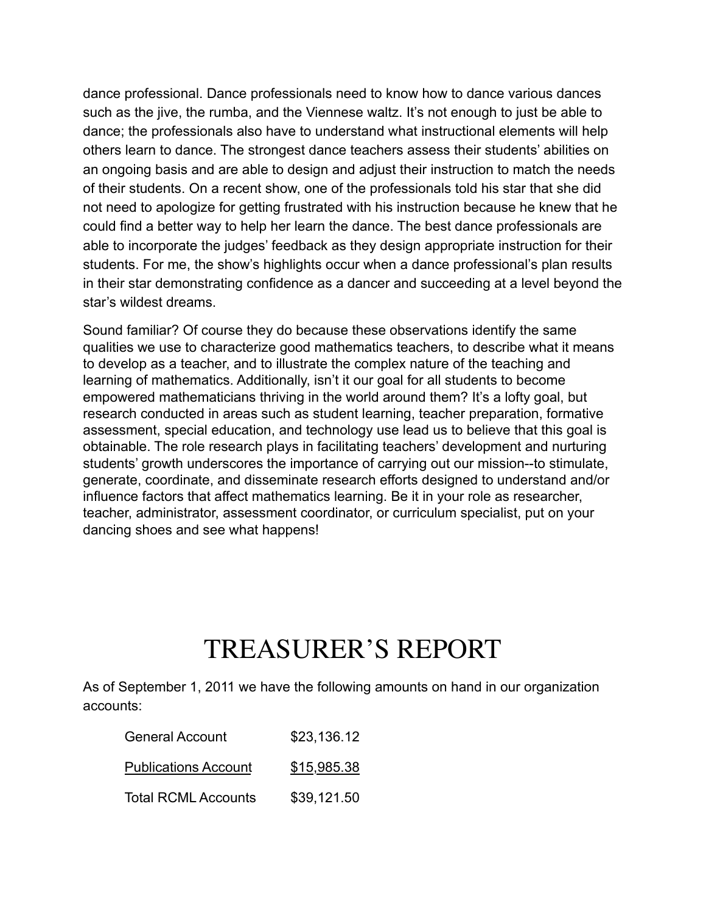dance professional. Dance professionals need to know how to dance various dances such as the jive, the rumba, and the Viennese waltz. It's not enough to just be able to dance; the professionals also have to understand what instructional elements will help others learn to dance. The strongest dance teachers assess their students' abilities on an ongoing basis and are able to design and adjust their instruction to match the needs of their students. On a recent show, one of the professionals told his star that she did not need to apologize for getting frustrated with his instruction because he knew that he could find a better way to help her learn the dance. The best dance professionals are able to incorporate the judges' feedback as they design appropriate instruction for their students. For me, the show's highlights occur when a dance professional's plan results in their star demonstrating confidence as a dancer and succeeding at a level beyond the star's wildest dreams.

Sound familiar? Of course they do because these observations identify the same qualities we use to characterize good mathematics teachers, to describe what it means to develop as a teacher, and to illustrate the complex nature of the teaching and learning of mathematics. Additionally, isn't it our goal for all students to become empowered mathematicians thriving in the world around them? It's a lofty goal, but research conducted in areas such as student learning, teacher preparation, formative assessment, special education, and technology use lead us to believe that this goal is obtainable. The role research plays in facilitating teachers' development and nurturing students' growth underscores the importance of carrying out our mission--to stimulate, generate, coordinate, and disseminate research efforts designed to understand and/or influence factors that affect mathematics learning. Be it in your role as researcher, teacher, administrator, assessment coordinator, or curriculum specialist, put on your dancing shoes and see what happens!

# TREASURER'S REPORT

As of September 1, 2011 we have the following amounts on hand in our organization accounts:

| Account | Amount |
|---|---|
| General Account | $23,136.12 |
| Publications Account | $15,985.38 |
| Total RCML Accounts | $39,121.50 |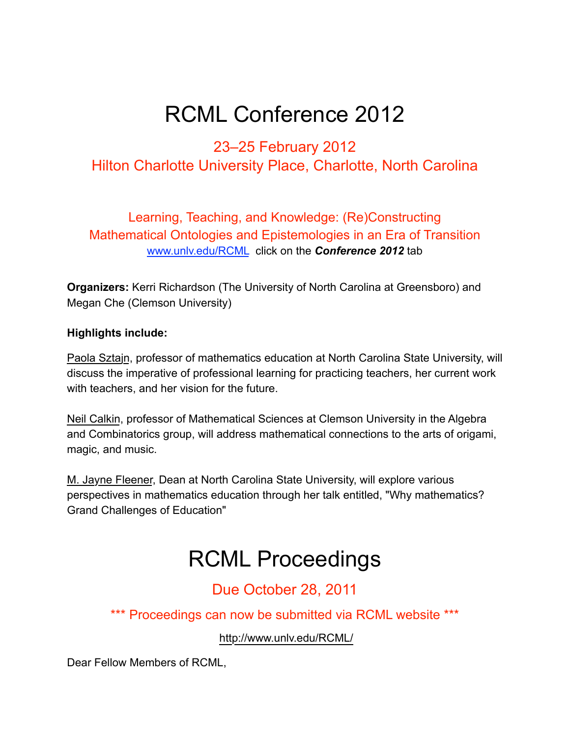# RCML Conference 2012

## 23–25 February 2012
## Hilton Charlotte University Place, Charlotte, North Carolina

### Learning, Teaching, and Knowledge: (Re)Constructing Mathematical Ontologies and Epistemologies in an Era of Transition

[www.unlv.edu/RCML](www.unlv.edu/RCML) click on the ***Conference 2012*** tab

**Organizers:** Kerri Richardson (The University of North Carolina at Greensboro) and Megan Che (Clemson University)

**Highlights include:**

Paola Sztajn, professor of mathematics education at North Carolina State University, will discuss the imperative of professional learning for practicing teachers, her current work with teachers, and her vision for the future.

Neil Calkin, professor of Mathematical Sciences at Clemson University in the Algebra and Combinatorics group, will address mathematical connections to the arts of origami, magic, and music.

M. Jayne Fleener, Dean at North Carolina State University, will explore various perspectives in mathematics education through her talk entitled, "Why mathematics? Grand Challenges of Education"

# RCML Proceedings

## Due October 28, 2011

*** Proceedings can now be submitted via RCML website ***

[http://www.unlv.edu/RCML/](http://www.unlv.edu/RCML/)

Dear Fellow Members of RCML,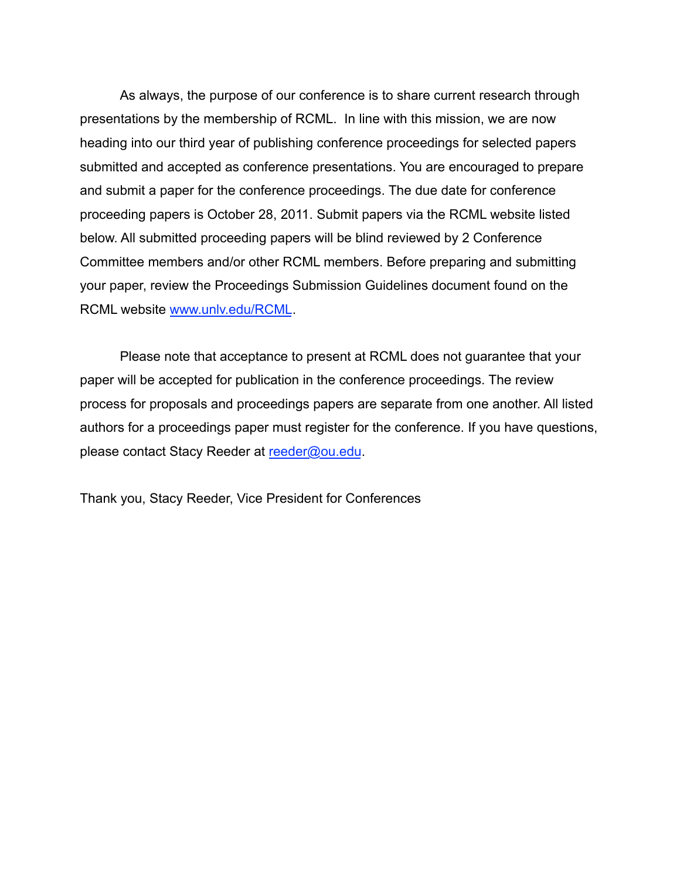As always, the purpose of our conference is to share current research through presentations by the membership of RCML. In line with this mission, we are now heading into our third year of publishing conference proceedings for selected papers submitted and accepted as conference presentations. You are encouraged to prepare and submit a paper for the conference proceedings. The due date for conference proceeding papers is October 28, 2011. Submit papers via the RCML website listed below. All submitted proceeding papers will be blind reviewed by 2 Conference Committee members and/or other RCML members. Before preparing and submitting your paper, review the Proceedings Submission Guidelines document found on the RCML website [www.unlv.edu/RCML](http://www.unlv.edu/RCML).

Please note that acceptance to present at RCML does not guarantee that your paper will be accepted for publication in the conference proceedings. The review process for proposals and proceedings papers are separate from one another. All listed authors for a proceedings paper must register for the conference. If you have questions, please contact Stacy Reeder at [reeder@ou.edu](mailto:reeder@ou.edu).

Thank you, Stacy Reeder, Vice President for Conferences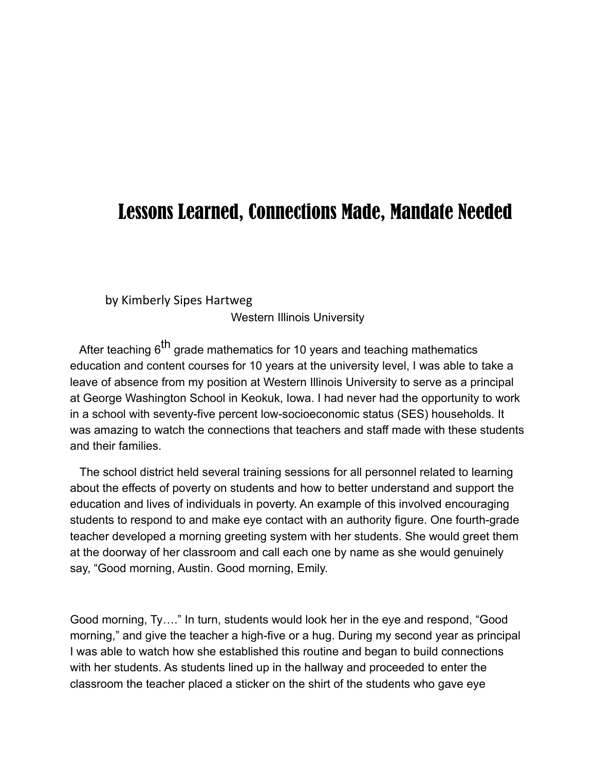# Lessons Learned, Connections Made, Mandate Needed

by Kimberly Sipes Hartweg
Western Illinois University

After teaching 6th grade mathematics for 10 years and teaching mathematics education and content courses for 10 years at the university level, I was able to take a leave of absence from my position at Western Illinois University to serve as a principal at George Washington School in Keokuk, Iowa. I had never had the opportunity to work in a school with seventy-five percent low-socioeconomic status (SES) households. It was amazing to watch the connections that teachers and staff made with these students and their families.

The school district held several training sessions for all personnel related to learning about the effects of poverty on students and how to better understand and support the education and lives of individuals in poverty. An example of this involved encouraging students to respond to and make eye contact with an authority figure. One fourth-grade teacher developed a morning greeting system with her students. She would greet them at the doorway of her classroom and call each one by name as she would genuinely say, "Good morning, Austin. Good morning, Emily. Good morning, Ty…." In turn, students would look her in the eye and respond, "Good morning," and give the teacher a high-five or a hug. During my second year as principal I was able to watch how she established this routine and began to build connections with her students. As students lined up in the hallway and proceeded to enter the classroom the teacher placed a sticker on the shirt of the students who gave eye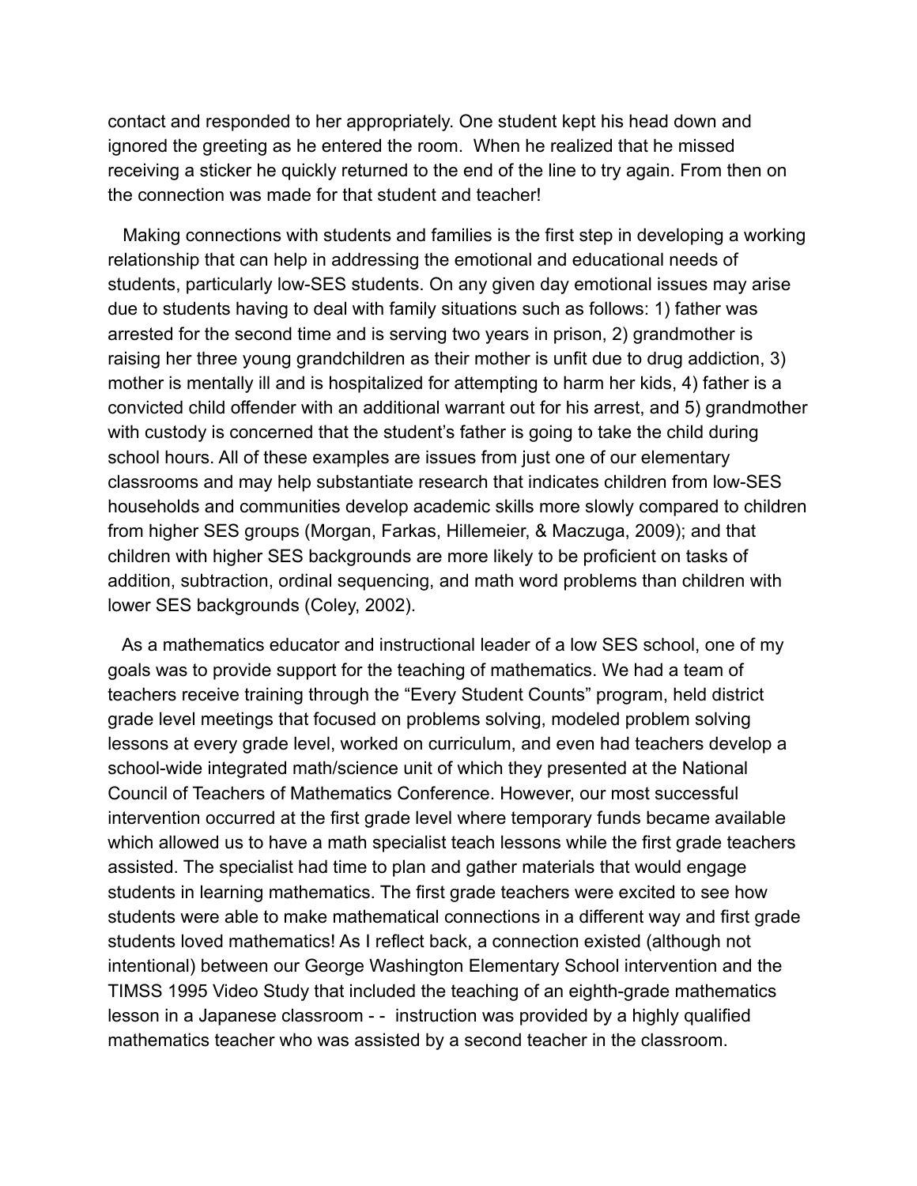contact and responded to her appropriately. One student kept his head down and ignored the greeting as he entered the room. When he realized that he missed receiving a sticker he quickly returned to the end of the line to try again. From then on the connection was made for that student and teacher!

Making connections with students and families is the first step in developing a working relationship that can help in addressing the emotional and educational needs of students, particularly low-SES students. On any given day emotional issues may arise due to students having to deal with family situations such as follows: 1) father was arrested for the second time and is serving two years in prison, 2) grandmother is raising her three young grandchildren as their mother is unfit due to drug addiction, 3) mother is mentally ill and is hospitalized for attempting to harm her kids, 4) father is a convicted child offender with an additional warrant out for his arrest, and 5) grandmother with custody is concerned that the student's father is going to take the child during school hours. All of these examples are issues from just one of our elementary classrooms and may help substantiate research that indicates children from low-SES households and communities develop academic skills more slowly compared to children from higher SES groups (Morgan, Farkas, Hillemeier, & Maczuga, 2009); and that children with higher SES backgrounds are more likely to be proficient on tasks of addition, subtraction, ordinal sequencing, and math word problems than children with lower SES backgrounds (Coley, 2002).

As a mathematics educator and instructional leader of a low SES school, one of my goals was to provide support for the teaching of mathematics. We had a team of teachers receive training through the "Every Student Counts" program, held district grade level meetings that focused on problems solving, modeled problem solving lessons at every grade level, worked on curriculum, and even had teachers develop a school-wide integrated math/science unit of which they presented at the National Council of Teachers of Mathematics Conference. However, our most successful intervention occurred at the first grade level where temporary funds became available which allowed us to have a math specialist teach lessons while the first grade teachers assisted. The specialist had time to plan and gather materials that would engage students in learning mathematics. The first grade teachers were excited to see how students were able to make mathematical connections in a different way and first grade students loved mathematics! As I reflect back, a connection existed (although not intentional) between our George Washington Elementary School intervention and the TIMSS 1995 Video Study that included the teaching of an eighth-grade mathematics lesson in a Japanese classroom - - instruction was provided by a highly qualified mathematics teacher who was assisted by a second teacher in the classroom.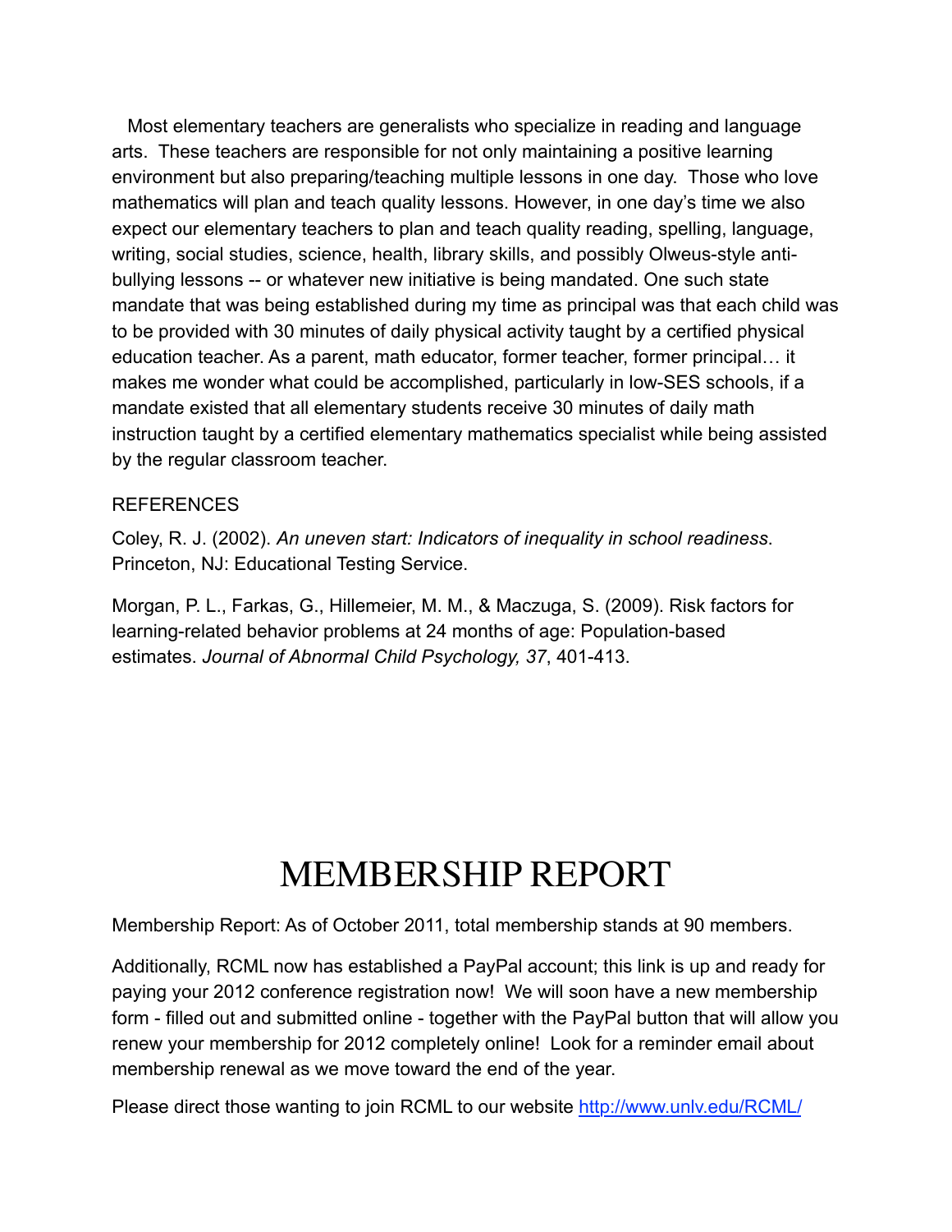Most elementary teachers are generalists who specialize in reading and language arts. These teachers are responsible for not only maintaining a positive learning environment but also preparing/teaching multiple lessons in one day. Those who love mathematics will plan and teach quality lessons. However, in one day's time we also expect our elementary teachers to plan and teach quality reading, spelling, language, writing, social studies, science, health, library skills, and possibly Olweus-style anti-bullying lessons -- or whatever new initiative is being mandated. One such state mandate that was being established during my time as principal was that each child was to be provided with 30 minutes of daily physical activity taught by a certified physical education teacher. As a parent, math educator, former teacher, former principal… it makes me wonder what could be accomplished, particularly in low-SES schools, if a mandate existed that all elementary students receive 30 minutes of daily math instruction taught by a certified elementary mathematics specialist while being assisted by the regular classroom teacher.

REFERENCES

Coley, R. J. (2002). *An uneven start: Indicators of inequality in school readiness*. Princeton, NJ: Educational Testing Service.

Morgan, P. L., Farkas, G., Hillemeier, M. M., & Maczuga, S. (2009). Risk factors for learning-related behavior problems at 24 months of age: Population-based estimates. *Journal of Abnormal Child Psychology, 37*, 401-413.

# MEMBERSHIP REPORT

Membership Report: As of October 2011, total membership stands at 90 members.

Additionally, RCML now has established a PayPal account; this link is up and ready for paying your 2012 conference registration now! We will soon have a new membership form - filled out and submitted online - together with the PayPal button that will allow you renew your membership for 2012 completely online! Look for a reminder email about membership renewal as we move toward the end of the year.

Please direct those wanting to join RCML to our website [http://www.unlv.edu/RCML/](http://www.unlv.edu/RCML/)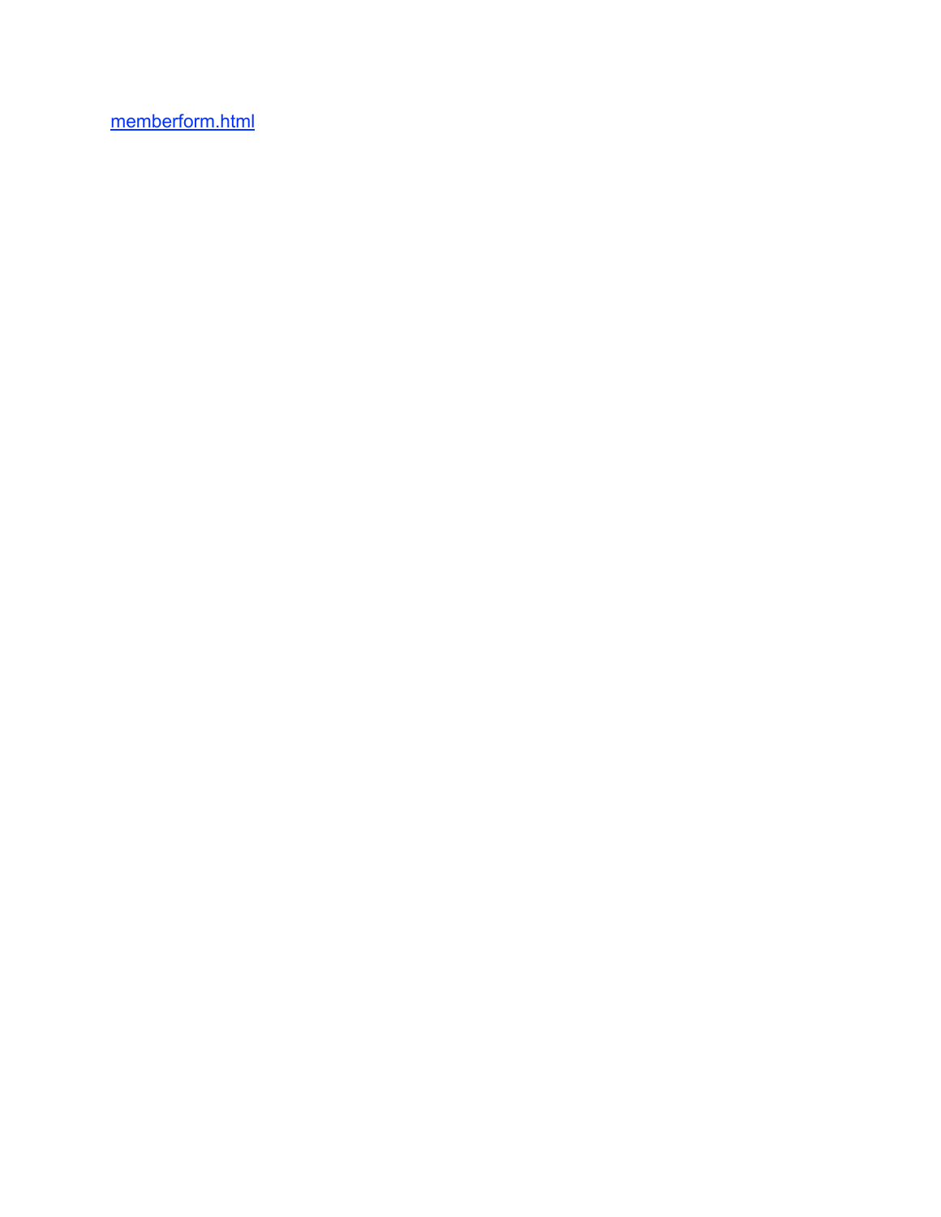[memberform.html](memberform.html)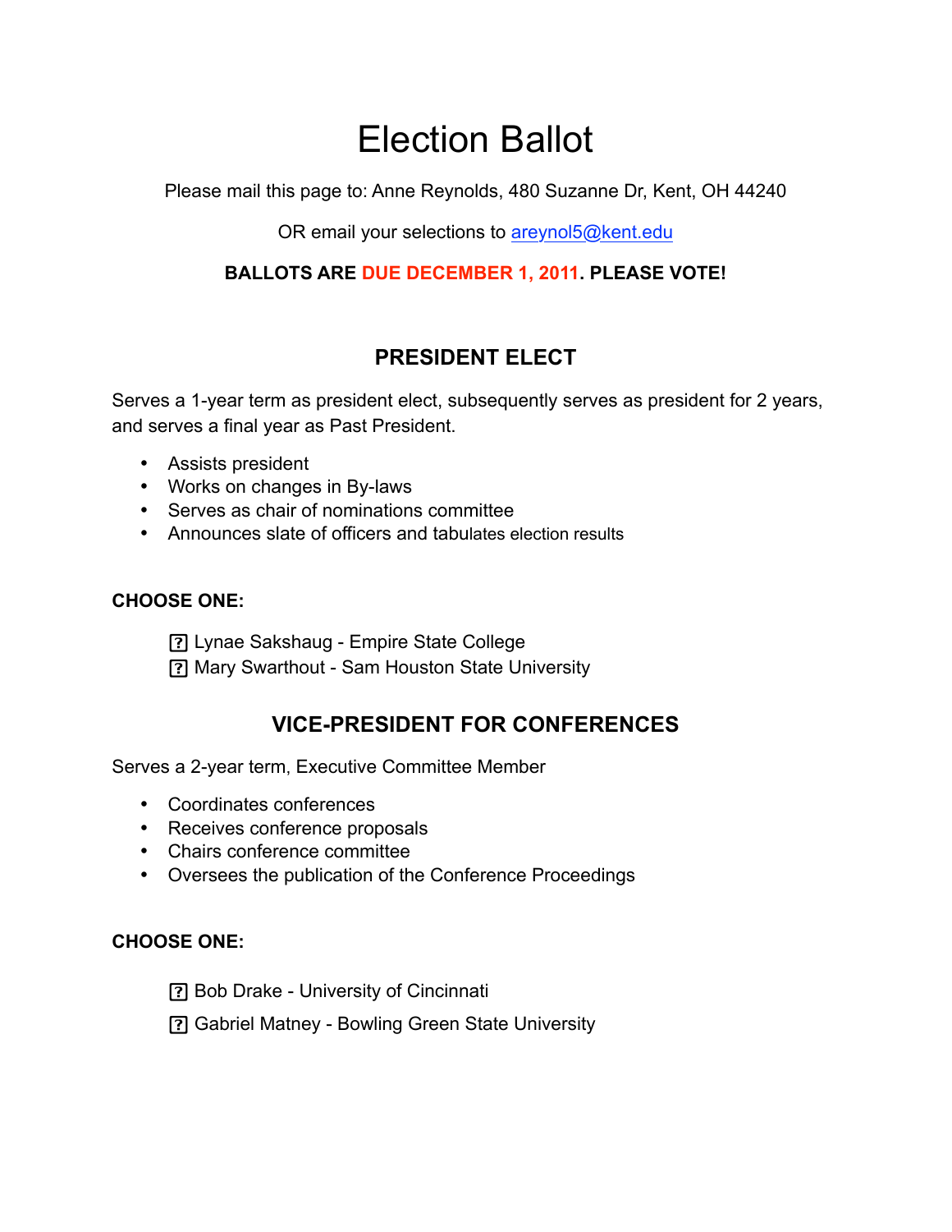# Election Ballot

Please mail this page to: Anne Reynolds, 480 Suzanne Dr, Kent, OH 44240

OR email your selections to areynol5@kent.edu

**BALLOTS ARE DUE DECEMBER 1, 2011. PLEASE VOTE!**

## PRESIDENT ELECT

Serves a 1-year term as president elect, subsequently serves as president for 2 years, and serves a final year as Past President.

- Assists president
- Works on changes in By-laws
- Serves as chair of nominations committee
- Announces slate of officers and tabulates election results

**CHOOSE ONE:**

- ☐ Lynae Sakshaug - Empire State College
- ☐ Mary Swarthout - Sam Houston State University

## VICE-PRESIDENT FOR CONFERENCES

Serves a 2-year term, Executive Committee Member

- Coordinates conferences
- Receives conference proposals
- Chairs conference committee
- Oversees the publication of the Conference Proceedings

**CHOOSE ONE:**

- ☐ Bob Drake - University of Cincinnati
- ☐ Gabriel Matney - Bowling Green State University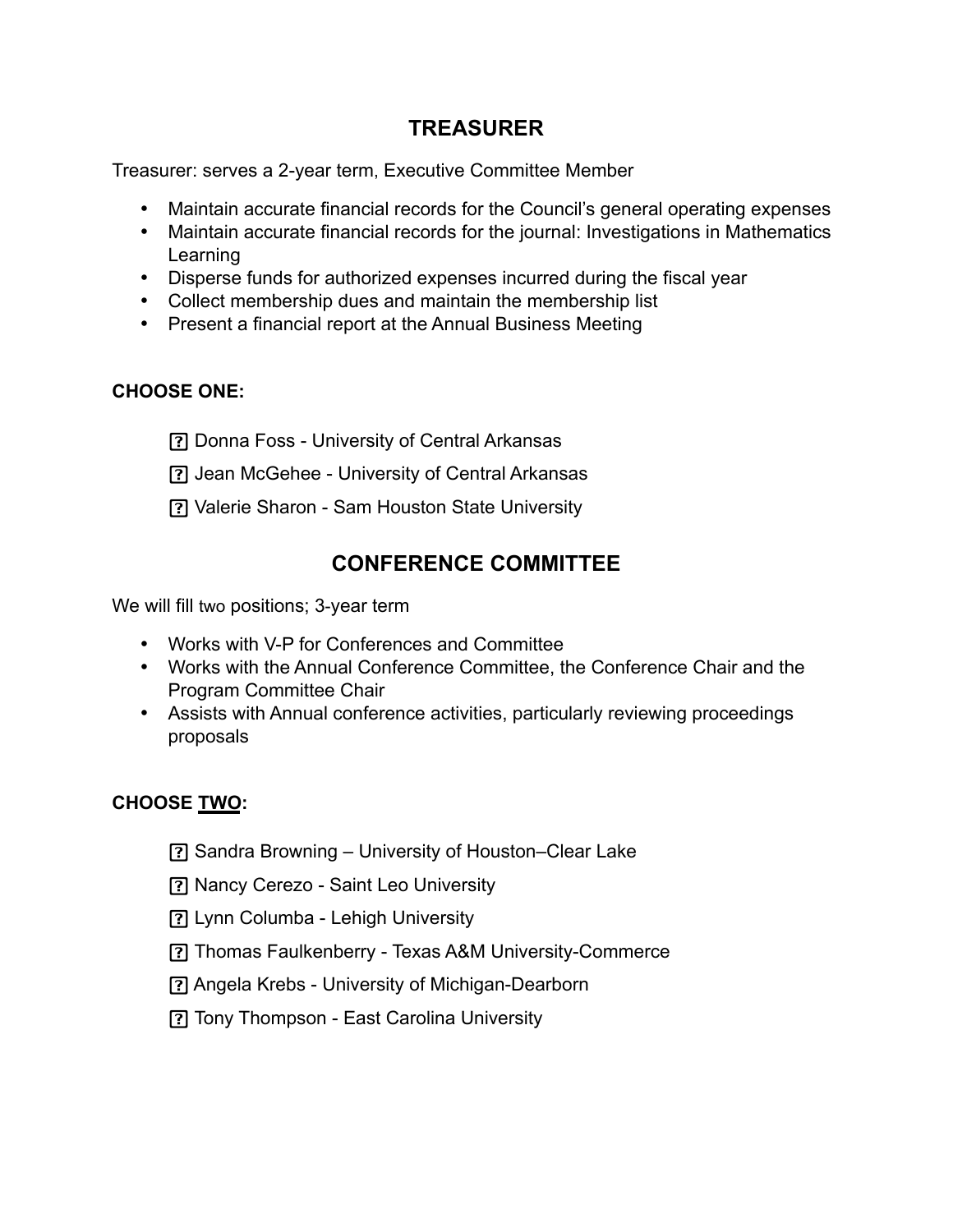## TREASURER

Treasurer: serves a 2-year term, Executive Committee Member

- Maintain accurate financial records for the Council's general operating expenses
- Maintain accurate financial records for the journal: Investigations in Mathematics Learning
- Disperse funds for authorized expenses incurred during the fiscal year
- Collect membership dues and maintain the membership list
- Present a financial report at the Annual Business Meeting

**CHOOSE ONE:**

- ☐ Donna Foss - University of Central Arkansas
- ☐ Jean McGehee - University of Central Arkansas
- ☐ Valerie Sharon - Sam Houston State University

## CONFERENCE COMMITTEE

We will fill two positions; 3-year term

- Works with V-P for Conferences and Committee
- Works with the Annual Conference Committee, the Conference Chair and the Program Committee Chair
- Assists with Annual conference activities, particularly reviewing proceedings proposals

**CHOOSE <u>TWO</u>:**

- ☐ Sandra Browning – University of Houston–Clear Lake
- ☐ Nancy Cerezo - Saint Leo University
- ☐ Lynn Columba - Lehigh University
- ☐ Thomas Faulkenberry - Texas A&M University-Commerce
- ☐ Angela Krebs - University of Michigan-Dearborn
- ☐ Tony Thompson - East Carolina University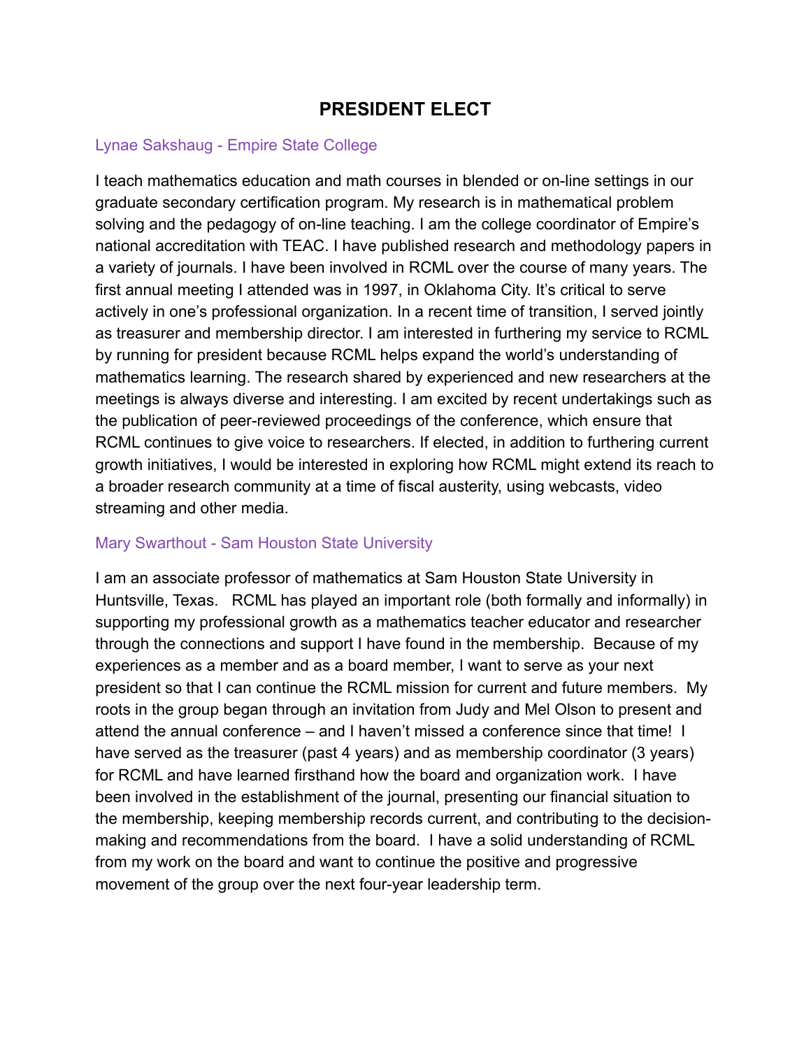# PRESIDENT ELECT

### Lynae Sakshaug - Empire State College

I teach mathematics education and math courses in blended or on-line settings in our graduate secondary certification program. My research is in mathematical problem solving and the pedagogy of on-line teaching. I am the college coordinator of Empire's national accreditation with TEAC. I have published research and methodology papers in a variety of journals. I have been involved in RCML over the course of many years. The first annual meeting I attended was in 1997, in Oklahoma City. It's critical to serve actively in one's professional organization. In a recent time of transition, I served jointly as treasurer and membership director. I am interested in furthering my service to RCML by running for president because RCML helps expand the world's understanding of mathematics learning. The research shared by experienced and new researchers at the meetings is always diverse and interesting. I am excited by recent undertakings such as the publication of peer-reviewed proceedings of the conference, which ensure that RCML continues to give voice to researchers. If elected, in addition to furthering current growth initiatives, I would be interested in exploring how RCML might extend its reach to a broader research community at a time of fiscal austerity, using webcasts, video streaming and other media.

### Mary Swarthout - Sam Houston State University

I am an associate professor of mathematics at Sam Houston State University in Huntsville, Texas. RCML has played an important role (both formally and informally) in supporting my professional growth as a mathematics teacher educator and researcher through the connections and support I have found in the membership. Because of my experiences as a member and as a board member, I want to serve as your next president so that I can continue the RCML mission for current and future members. My roots in the group began through an invitation from Judy and Mel Olson to present and attend the annual conference – and I haven't missed a conference since that time! I have served as the treasurer (past 4 years) and as membership coordinator (3 years) for RCML and have learned firsthand how the board and organization work. I have been involved in the establishment of the journal, presenting our financial situation to the membership, keeping membership records current, and contributing to the decision-making and recommendations from the board. I have a solid understanding of RCML from my work on the board and want to continue the positive and progressive movement of the group over the next four-year leadership term.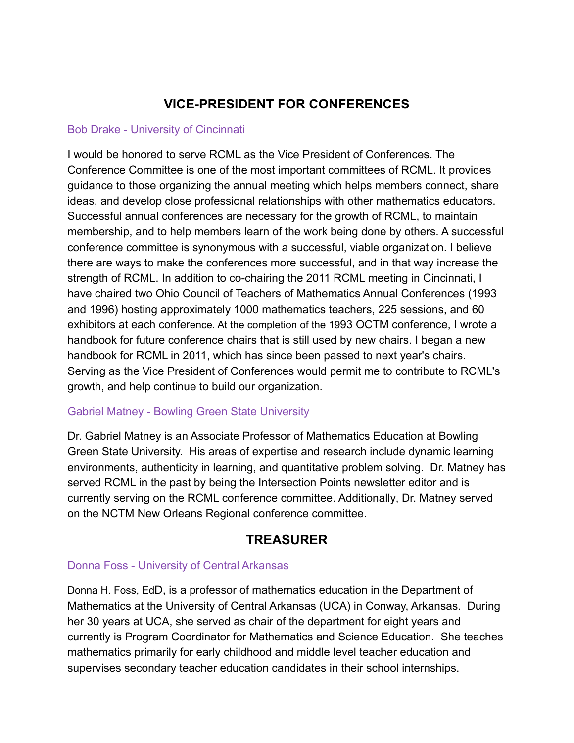## VICE-PRESIDENT FOR CONFERENCES

### Bob Drake - University of Cincinnati

I would be honored to serve RCML as the Vice President of Conferences. The Conference Committee is one of the most important committees of RCML. It provides guidance to those organizing the annual meeting which helps members connect, share ideas, and develop close professional relationships with other mathematics educators. Successful annual conferences are necessary for the growth of RCML, to maintain membership, and to help members learn of the work being done by others. A successful conference committee is synonymous with a successful, viable organization. I believe there are ways to make the conferences more successful, and in that way increase the strength of RCML. In addition to co-chairing the 2011 RCML meeting in Cincinnati, I have chaired two Ohio Council of Teachers of Mathematics Annual Conferences (1993 and 1996) hosting approximately 1000 mathematics teachers, 225 sessions, and 60 exhibitors at each conference. At the completion of the 1993 OCTM conference, I wrote a handbook for future conference chairs that is still used by new chairs. I began a new handbook for RCML in 2011, which has since been passed to next year's chairs. Serving as the Vice President of Conferences would permit me to contribute to RCML's growth, and help continue to build our organization.

### Gabriel Matney - Bowling Green State University

Dr. Gabriel Matney is an Associate Professor of Mathematics Education at Bowling Green State University. His areas of expertise and research include dynamic learning environments, authenticity in learning, and quantitative problem solving. Dr. Matney has served RCML in the past by being the Intersection Points newsletter editor and is currently serving on the RCML conference committee. Additionally, Dr. Matney served on the NCTM New Orleans Regional conference committee.

## TREASURER

### Donna Foss - University of Central Arkansas

Donna H. Foss, EdD, is a professor of mathematics education in the Department of Mathematics at the University of Central Arkansas (UCA) in Conway, Arkansas. During her 30 years at UCA, she served as chair of the department for eight years and currently is Program Coordinator for Mathematics and Science Education. She teaches mathematics primarily for early childhood and middle level teacher education and supervises secondary teacher education candidates in their school internships.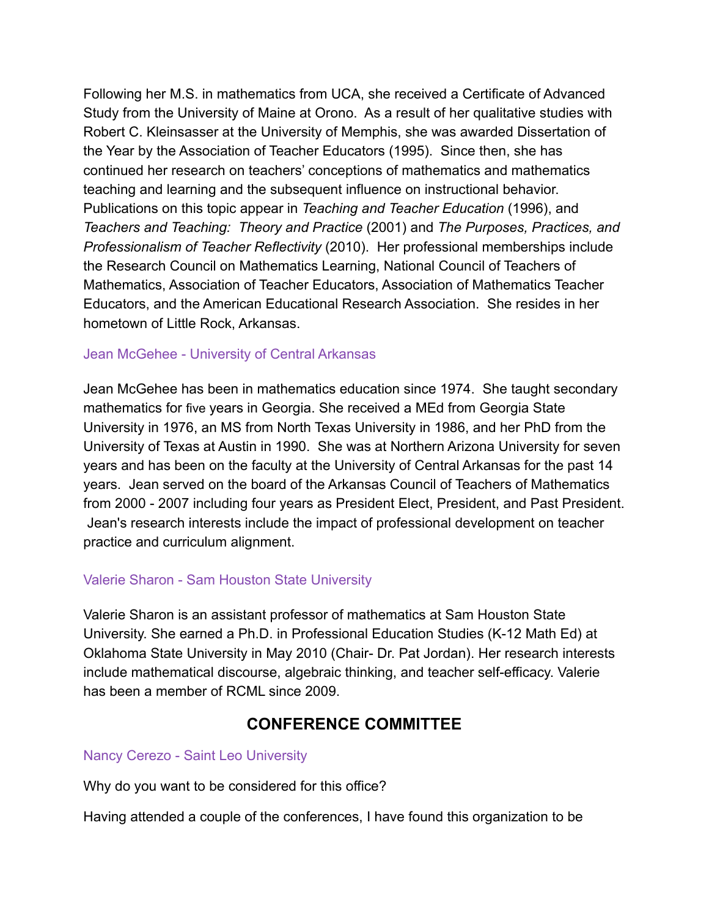Following her M.S. in mathematics from UCA, she received a Certificate of Advanced Study from the University of Maine at Orono. As a result of her qualitative studies with Robert C. Kleinsasser at the University of Memphis, she was awarded Dissertation of the Year by the Association of Teacher Educators (1995). Since then, she has continued her research on teachers' conceptions of mathematics and mathematics teaching and learning and the subsequent influence on instructional behavior. Publications on this topic appear in *Teaching and Teacher Education* (1996), and *Teachers and Teaching: Theory and Practice* (2001) and *The Purposes, Practices, and Professionalism of Teacher Reflectivity* (2010). Her professional memberships include the Research Council on Mathematics Learning, National Council of Teachers of Mathematics, Association of Teacher Educators, Association of Mathematics Teacher Educators, and the American Educational Research Association. She resides in her hometown of Little Rock, Arkansas.

### Jean McGehee - University of Central Arkansas

Jean McGehee has been in mathematics education since 1974. She taught secondary mathematics for five years in Georgia. She received a MEd from Georgia State University in 1976, an MS from North Texas University in 1986, and her PhD from the University of Texas at Austin in 1990. She was at Northern Arizona University for seven years and has been on the faculty at the University of Central Arkansas for the past 14 years. Jean served on the board of the Arkansas Council of Teachers of Mathematics from 2000 - 2007 including four years as President Elect, President, and Past President. Jean's research interests include the impact of professional development on teacher practice and curriculum alignment.

### Valerie Sharon - Sam Houston State University

Valerie Sharon is an assistant professor of mathematics at Sam Houston State University. She earned a Ph.D. in Professional Education Studies (K-12 Math Ed) at Oklahoma State University in May 2010 (Chair- Dr. Pat Jordan). Her research interests include mathematical discourse, algebraic thinking, and teacher self-efficacy. Valerie has been a member of RCML since 2009.

## CONFERENCE COMMITTEE

### Nancy Cerezo - Saint Leo University

Why do you want to be considered for this office?

Having attended a couple of the conferences, I have found this organization to be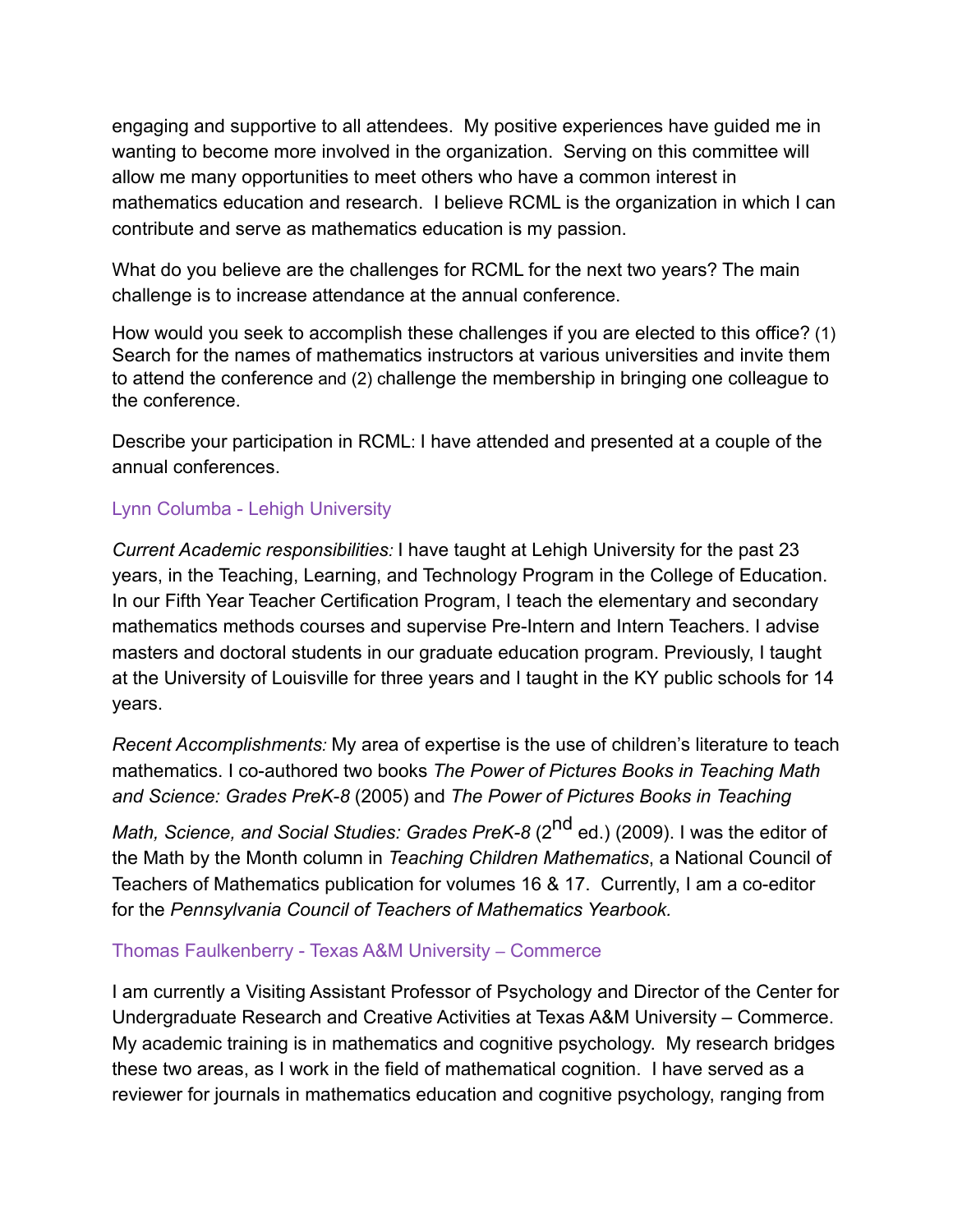engaging and supportive to all attendees. My positive experiences have guided me in wanting to become more involved in the organization. Serving on this committee will allow me many opportunities to meet others who have a common interest in mathematics education and research. I believe RCML is the organization in which I can contribute and serve as mathematics education is my passion.

What do you believe are the challenges for RCML for the next two years? The main challenge is to increase attendance at the annual conference.

How would you seek to accomplish these challenges if you are elected to this office? (1) Search for the names of mathematics instructors at various universities and invite them to attend the conference and (2) challenge the membership in bringing one colleague to the conference.

Describe your participation in RCML: I have attended and presented at a couple of the annual conferences.

### Lynn Columba - Lehigh University

*Current Academic responsibilities:* I have taught at Lehigh University for the past 23 years, in the Teaching, Learning, and Technology Program in the College of Education. In our Fifth Year Teacher Certification Program, I teach the elementary and secondary mathematics methods courses and supervise Pre-Intern and Intern Teachers. I advise masters and doctoral students in our graduate education program. Previously, I taught at the University of Louisville for three years and I taught in the KY public schools for 14 years.

*Recent Accomplishments:* My area of expertise is the use of children's literature to teach mathematics. I co-authored two books *The Power of Pictures Books in Teaching Math and Science: Grades PreK-8* (2005) and *The Power of Pictures Books in Teaching Math, Science, and Social Studies: Grades PreK-8* (2nd ed.) (2009). I was the editor of the Math by the Month column in *Teaching Children Mathematics*, a National Council of Teachers of Mathematics publication for volumes 16 & 17. Currently, I am a co-editor for the *Pennsylvania Council of Teachers of Mathematics Yearbook.*

### Thomas Faulkenberry - Texas A&M University – Commerce

I am currently a Visiting Assistant Professor of Psychology and Director of the Center for Undergraduate Research and Creative Activities at Texas A&M University – Commerce. My academic training is in mathematics and cognitive psychology. My research bridges these two areas, as I work in the field of mathematical cognition. I have served as a reviewer for journals in mathematics education and cognitive psychology, ranging from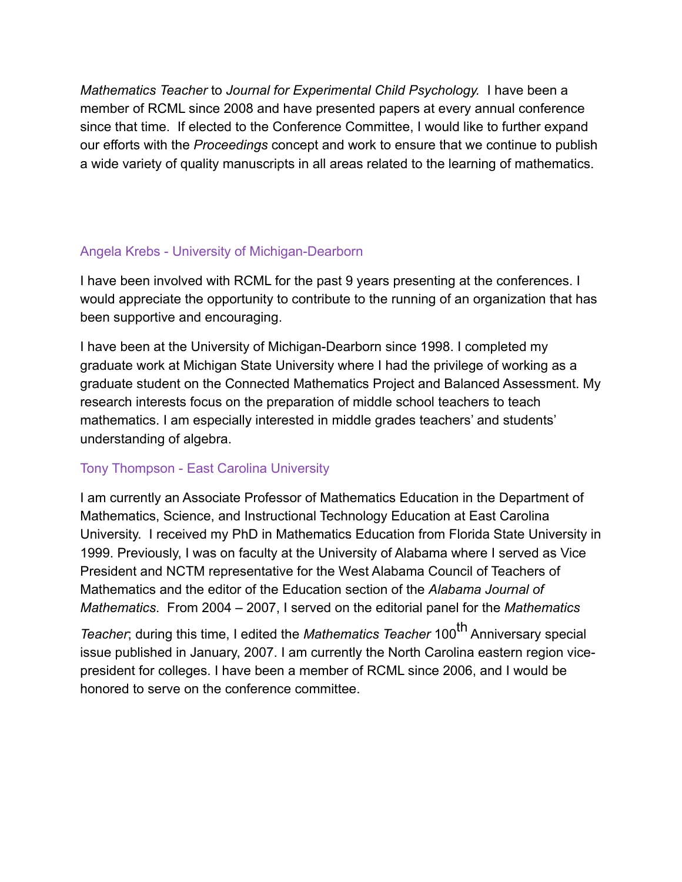*Mathematics Teacher* to *Journal for Experimental Child Psychology.* I have been a member of RCML since 2008 and have presented papers at every annual conference since that time. If elected to the Conference Committee, I would like to further expand our efforts with the *Proceedings* concept and work to ensure that we continue to publish a wide variety of quality manuscripts in all areas related to the learning of mathematics.

### Angela Krebs - University of Michigan-Dearborn

I have been involved with RCML for the past 9 years presenting at the conferences. I would appreciate the opportunity to contribute to the running of an organization that has been supportive and encouraging.

I have been at the University of Michigan-Dearborn since 1998. I completed my graduate work at Michigan State University where I had the privilege of working as a graduate student on the Connected Mathematics Project and Balanced Assessment. My research interests focus on the preparation of middle school teachers to teach mathematics. I am especially interested in middle grades teachers' and students' understanding of algebra.

### Tony Thompson - East Carolina University

I am currently an Associate Professor of Mathematics Education in the Department of Mathematics, Science, and Instructional Technology Education at East Carolina University. I received my PhD in Mathematics Education from Florida State University in 1999. Previously, I was on faculty at the University of Alabama where I served as Vice President and NCTM representative for the West Alabama Council of Teachers of Mathematics and the editor of the Education section of the *Alabama Journal of Mathematics*. From 2004 – 2007, I served on the editorial panel for the *Mathematics Teacher*; during this time, I edited the *Mathematics Teacher* 100th Anniversary special issue published in January, 2007. I am currently the North Carolina eastern region vice-president for colleges. I have been a member of RCML since 2006, and I would be honored to serve on the conference committee.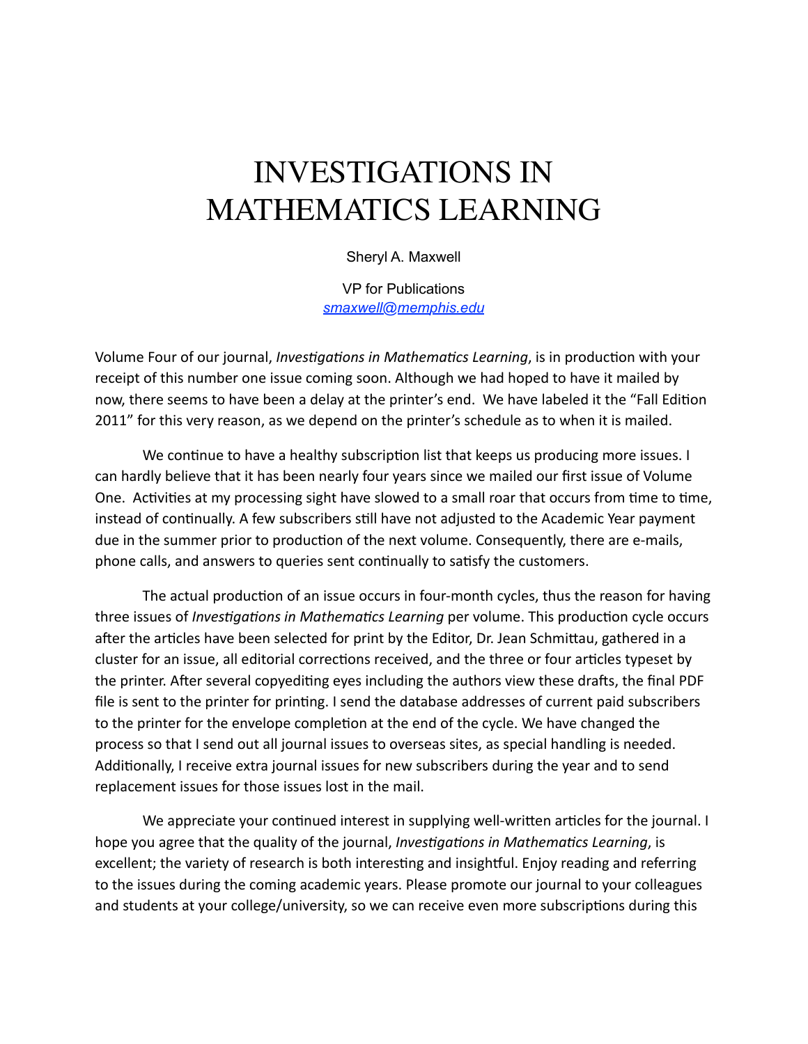# INVESTIGATIONS IN MATHEMATICS LEARNING

Sheryl A. Maxwell

VP for Publications
*smaxwell@memphis.edu*

Volume Four of our journal, *Investigations in Mathematics Learning*, is in production with your receipt of this number one issue coming soon. Although we had hoped to have it mailed by now, there seems to have been a delay at the printer's end. We have labeled it the "Fall Edition 2011" for this very reason, as we depend on the printer's schedule as to when it is mailed.

We continue to have a healthy subscription list that keeps us producing more issues. I can hardly believe that it has been nearly four years since we mailed our first issue of Volume One. Activities at my processing sight have slowed to a small roar that occurs from time to time, instead of continually. A few subscribers still have not adjusted to the Academic Year payment due in the summer prior to production of the next volume. Consequently, there are e-mails, phone calls, and answers to queries sent continually to satisfy the customers.

The actual production of an issue occurs in four-month cycles, thus the reason for having three issues of *Investigations in Mathematics Learning* per volume. This production cycle occurs after the articles have been selected for print by the Editor, Dr. Jean Schmittau, gathered in a cluster for an issue, all editorial corrections received, and the three or four articles typeset by the printer. After several copyediting eyes including the authors view these drafts, the final PDF file is sent to the printer for printing. I send the database addresses of current paid subscribers to the printer for the envelope completion at the end of the cycle. We have changed the process so that I send out all journal issues to overseas sites, as special handling is needed. Additionally, I receive extra journal issues for new subscribers during the year and to send replacement issues for those issues lost in the mail.

We appreciate your continued interest in supplying well-written articles for the journal. I hope you agree that the quality of the journal, *Investigations in Mathematics Learning*, is excellent; the variety of research is both interesting and insightful. Enjoy reading and referring to the issues during the coming academic years. Please promote our journal to your colleagues and students at your college/university, so we can receive even more subscriptions during this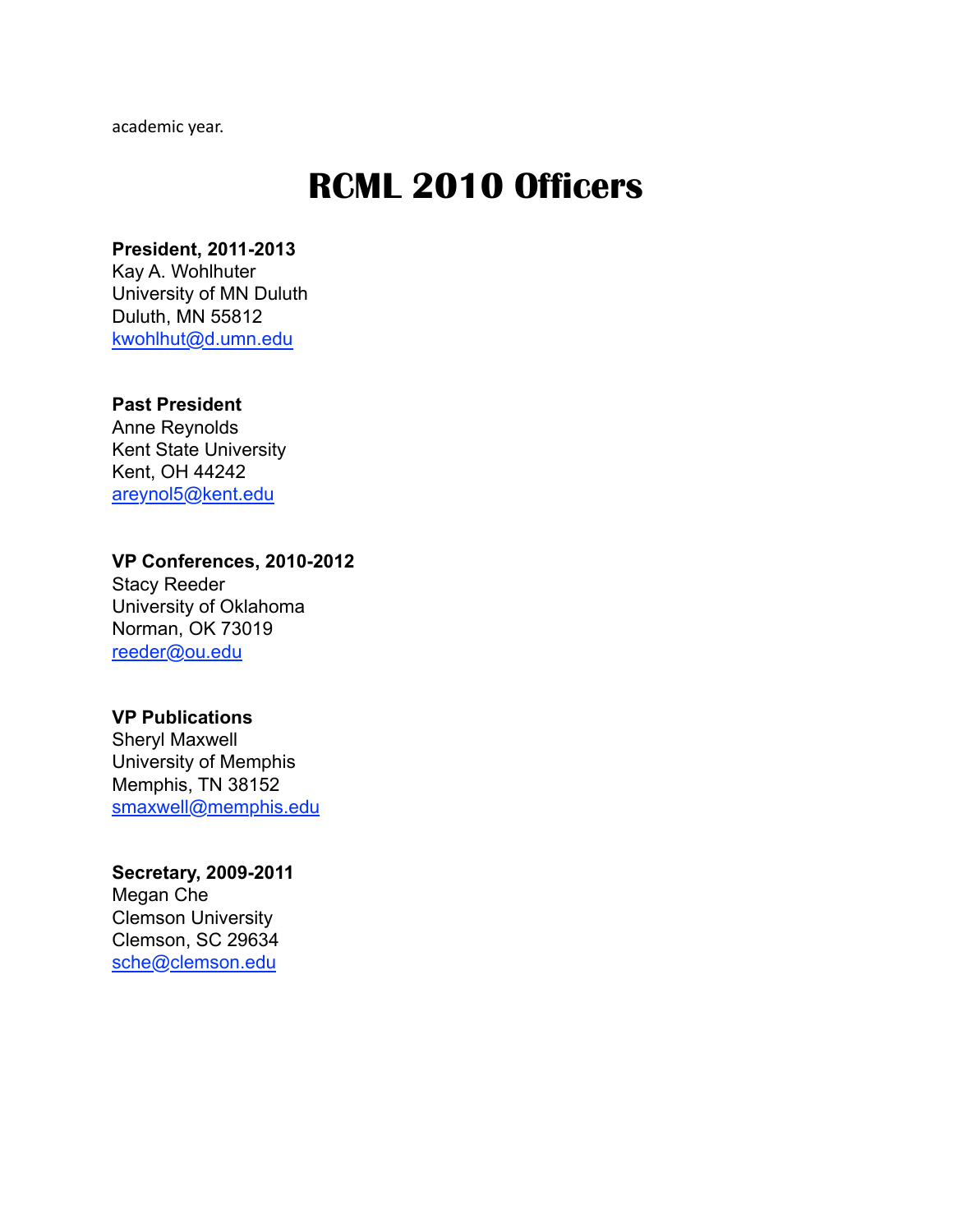academic year.

# RCML 2010 Officers

**President, 2011-2013**
Kay A. Wohlhuter
University of MN Duluth
Duluth, MN 55812
kwohlhut@d.umn.edu

**Past President**
Anne Reynolds
Kent State University
Kent, OH 44242
areynol5@kent.edu

**VP Conferences, 2010-2012**
Stacy Reeder
University of Oklahoma
Norman, OK 73019
reeder@ou.edu

**VP Publications**
Sheryl Maxwell
University of Memphis
Memphis, TN 38152
smaxwell@memphis.edu

**Secretary, 2009-2011**
Megan Che
Clemson University
Clemson, SC 29634
sche@clemson.edu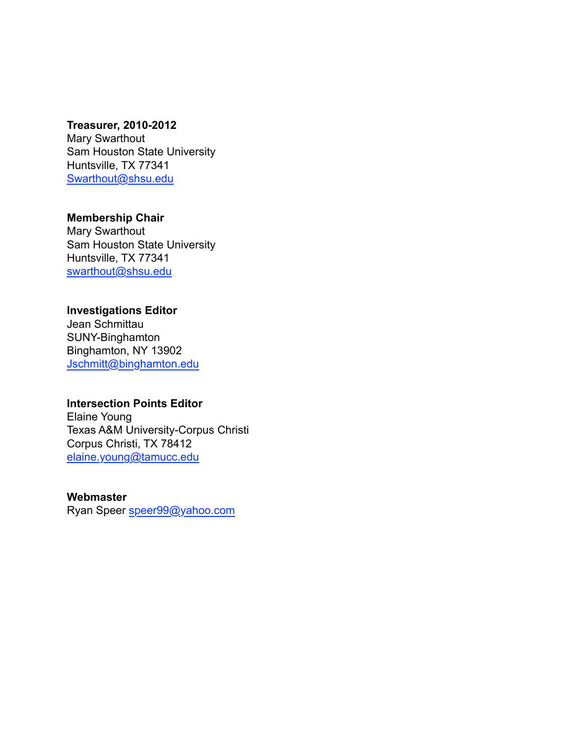**Treasurer, 2010-2012**
Mary Swarthout
Sam Houston State University
Huntsville, TX 77341
Swarthout@shsu.edu

**Membership Chair**
Mary Swarthout
Sam Houston State University
Huntsville, TX 77341
swarthout@shsu.edu

**Investigations Editor**
Jean Schmittau
SUNY-Binghamton
Binghamton, NY 13902
Jschmitt@binghamton.edu

**Intersection Points Editor**
Elaine Young
Texas A&M University-Corpus Christi
Corpus Christi, TX 78412
elaine.young@tamucc.edu

**Webmaster**
Ryan Speer speer99@yahoo.com